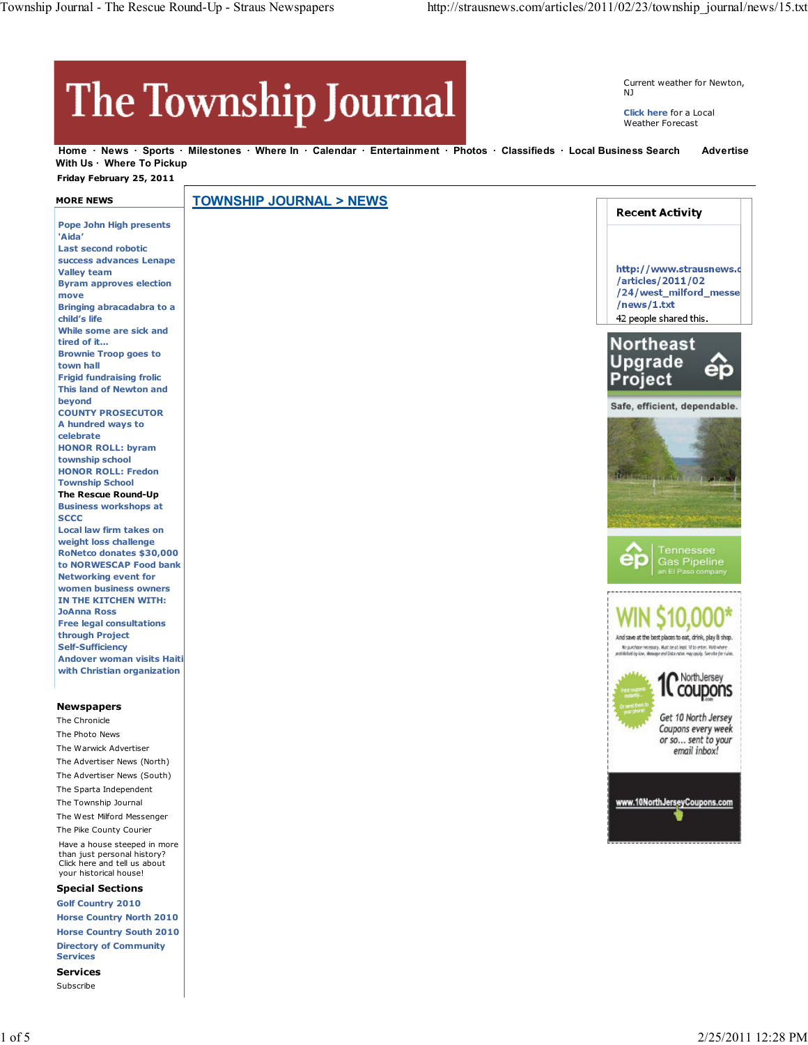# The Township Journal

Current weather for Newton, NJ

Click here for a Local Weather Forecast

Home · News · Sports · Milestones · Where In · Calendar · Entertainment · Photos · Classifieds · Local Business Search · Advertise With Us · Where To Pickup

Friday February 25, 2011

## TOWNSHIP JOURNAL > NEWS

**MORE NEWS**

- Pope John High presents 'Aida'
- Last second robotic success advances Lenape Valley team
- Byram approves election move
- Bringing abracadabra to a child's life
- While some are sick and tired of it...
- Brownie Troop goes to town hall
- Frigid fundraising frolic
- This land of Newton and beyond
- COUNTY PROSECUTOR
- A hundred ways to celebrate
- HONOR ROLL: byram township school
- HONOR ROLL: Fredon Township School
- The Rescue Round-Up
- Business workshops at SCCC
- Local law firm takes on weight loss challenge
- RoNetco donates $30,000 to NORWESCAP Food bank
- Networking event for women business owners
- IN THE KITCHEN WITH: JoAnna Ross
- Free legal consultations through Project Self-Sufficiency
- Andover woman visits Haiti with Christian organization

**Newspapers**

- The Chronicle
- The Photo News
- The Warwick Advertiser
- The Advertiser News (North)
- The Advertiser News (South)
- The Sparta Independent
- The Township Journal
- The West Milford Messenger
- The Pike County Courier

Have a house steeped in more than just personal history? Click here and tell us about your historical house!

**Special Sections**

- Golf Country 2010
- Horse Country North 2010
- Horse Country South 2010
- Directory of Community Services

**Services**

- Subscribe

**Recent Activity**

http://www.strausnews.com/articles/2011/02/24/west_milford_messenger/news/1.txt

42 people shared this.

Northeast Upgrade Project

Safe, efficient, dependable.

Tennessee Gas Pipeline an El Paso company

WIN $10,000*

And save at the best places to eat, drink, play & shop.

10 NorthJersey coupons

Get 10 North Jersey Coupons every week or so... sent to your email inbox!

www.10NorthJerseyCoupons.com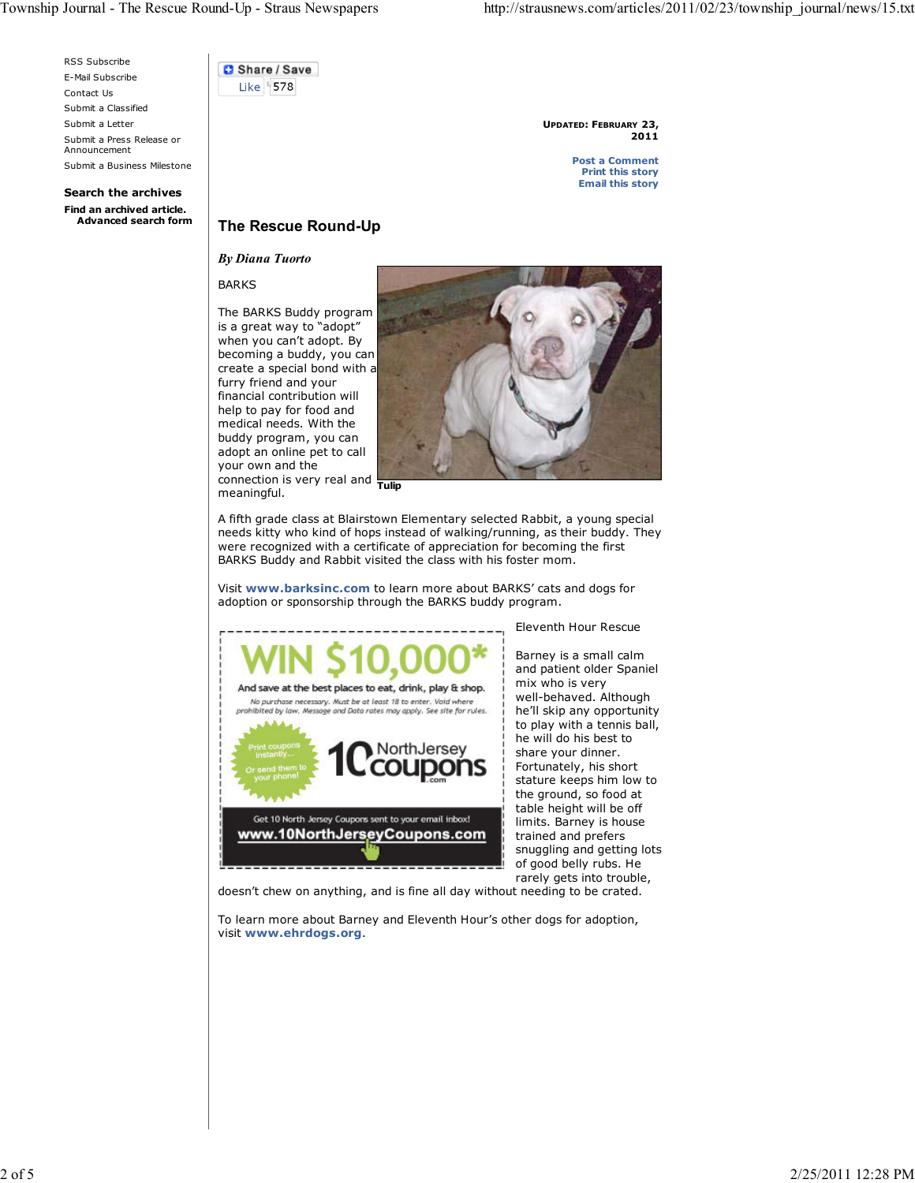RSS Subscribe
E-Mail Subscribe
Contact Us
Submit a Classified
Submit a Letter
Submit a Press Release or Announcement
Submit a Business Milestone

**Search the archives**

**Find an archived article.**
**Advanced search form**

Share / Save

Like 578

**UPDATED: FEBRUARY 23, 2011**

**Post a Comment**
**Print this story**
**Email this story**

## The Rescue Round-Up

***By Diana Tuorto***

BARKS

The BARKS Buddy program is a great way to “adopt” when you can’t adopt. By becoming a buddy, you can create a special bond with a furry friend and your financial contribution will help to pay for food and medical needs. With the buddy program, you can adopt an online pet to call your own and the connection is very real and meaningful.

**Tulip**

A fifth grade class at Blairstown Elementary selected Rabbit, a young special needs kitty who kind of hops instead of walking/running, as their buddy. They were recognized with a certificate of appreciation for becoming the first BARKS Buddy and Rabbit visited the class with his foster mom.

Visit **www.barksinc.com** to learn more about BARKS’ cats and dogs for adoption or sponsorship through the BARKS buddy program.

Eleventh Hour Rescue

Barney is a small calm and patient older Spaniel mix who is very well-behaved. Although he’ll skip any opportunity to play with a tennis ball, he will do his best to share your dinner. Fortunately, his short stature keeps him low to the ground, so food at table height will be off limits. Barney is house trained and prefers snuggling and getting lots of good belly rubs. He rarely gets into trouble, doesn’t chew on anything, and is fine all day without needing to be crated.

To learn more about Barney and Eleventh Hour’s other dogs for adoption, visit **www.ehrdogs.org**.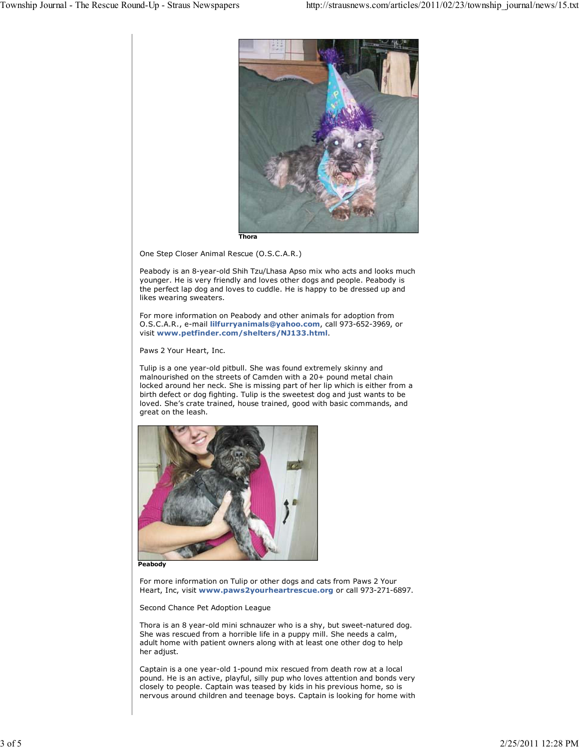Thora

One Step Closer Animal Rescue (O.S.C.A.R.)

Peabody is an 8-year-old Shih Tzu/Lhasa Apso mix who acts and looks much younger. He is very friendly and loves other dogs and people. Peabody is the perfect lap dog and loves to cuddle. He is happy to be dressed up and likes wearing sweaters.

For more information on Peabody and other animals for adoption from O.S.C.A.R., e-mail **lilfurryanimals@yahoo.com**, call 973-652-3969, or visit **www.petfinder.com/shelters/NJ133.html**.

Paws 2 Your Heart, Inc.

Tulip is a one year-old pitbull. She was found extremely skinny and malnourished on the streets of Camden with a 20+ pound metal chain locked around her neck. She is missing part of her lip which is either from a birth defect or dog fighting. Tulip is the sweetest dog and just wants to be loved. She's crate trained, house trained, good with basic commands, and great on the leash.

Peabody

For more information on Tulip or other dogs and cats from Paws 2 Your Heart, Inc, visit **www.paws2yourheartrescue.org** or call 973-271-6897.

Second Chance Pet Adoption League

Thora is an 8 year-old mini schnauzer who is a shy, but sweet-natured dog. She was rescued from a horrible life in a puppy mill. She needs a calm, adult home with patient owners along with at least one other dog to help her adjust.

Captain is a one year-old 1-pound mix rescued from death row at a local pound. He is an active, playful, silly pup who loves attention and bonds very closely to people. Captain was teased by kids in his previous home, so is nervous around children and teenage boys. Captain is looking for home with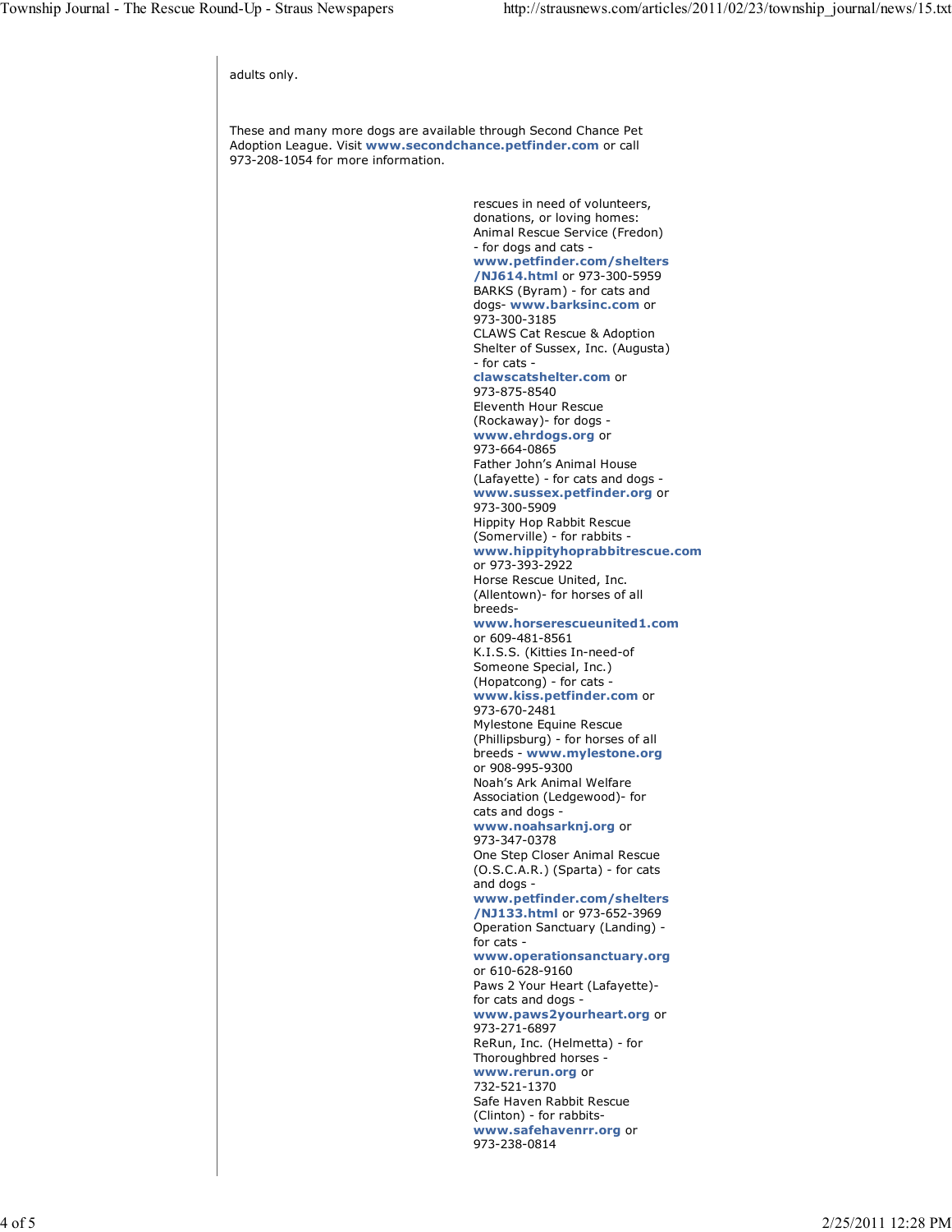adults only.

These and many more dogs are available through Second Chance Pet Adoption League. Visit **www.secondchance.petfinder.com** or call 973-208-1054 for more information.

rescues in need of volunteers, donations, or loving homes:

Animal Rescue Service (Fredon) - for dogs and cats - **www.petfinder.com/shelters/NJ614.html** or 973-300-5959

BARKS (Byram) - for cats and dogs- **www.barksinc.com** or 973-300-3185

CLAWS Cat Rescue & Adoption Shelter of Sussex, Inc. (Augusta) - for cats - **clawscatshelter.com** or 973-875-8540

Eleventh Hour Rescue (Rockaway)- for dogs - **www.ehrdogs.org** or 973-664-0865

Father John's Animal House (Lafayette) - for cats and dogs - **www.sussex.petfinder.org** or 973-300-5909

Hippity Hop Rabbit Rescue (Somerville) - for rabbits - **www.hippityhoprabbitrescue.com** or 973-393-2922

Horse Rescue United, Inc. (Allentown)- for horses of all breeds- **www.horserescueunited1.com** or 609-481-8561

K.I.S.S. (Kitties In-need-of Someone Special, Inc.) (Hopatcong) - for cats - **www.kiss.petfinder.com** or 973-670-2481

Mylestone Equine Rescue (Phillipsburg) - for horses of all breeds - **www.mylestone.org** or 908-995-9300

Noah's Ark Animal Welfare Association (Ledgewood)- for cats and dogs - **www.noahsarknj.org** or 973-347-0378

One Step Closer Animal Rescue (O.S.C.A.R.) (Sparta) - for cats and dogs - **www.petfinder.com/shelters/NJ133.html** or 973-652-3969

Operation Sanctuary (Landing) - for cats - **www.operationsanctuary.org** or 610-628-9160

Paws 2 Your Heart (Lafayette)- for cats and dogs - **www.paws2yourheart.org** or 973-271-6897

ReRun, Inc. (Helmetta) - for Thoroughbred horses - **www.rerun.org** or 732-521-1370

Safe Haven Rabbit Rescue (Clinton) - for rabbits- **www.safehavenrr.org** or 973-238-0814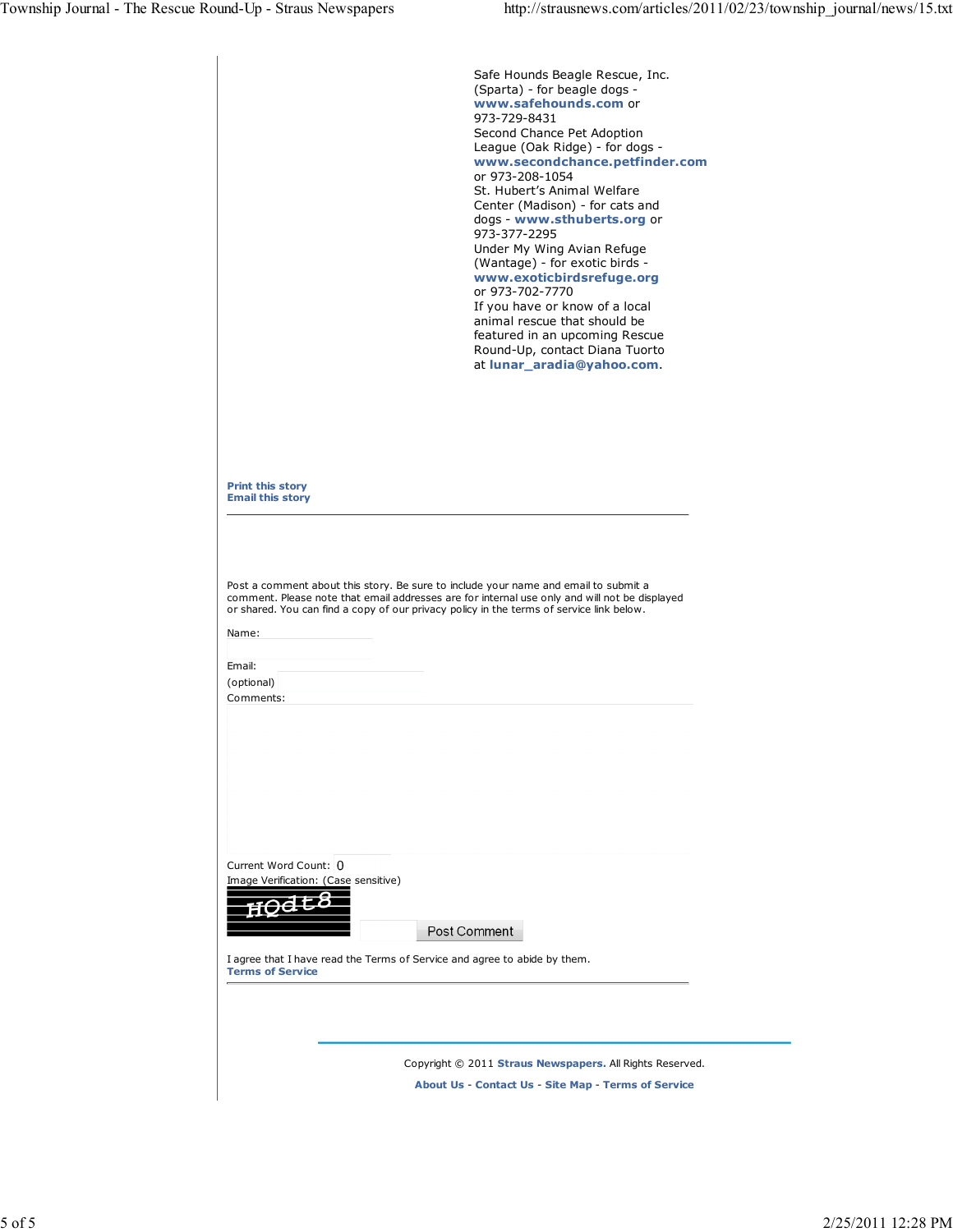Safe Hounds Beagle Rescue, Inc. (Sparta) - for beagle dogs - **www.safehounds.com** or 973-729-8431

Second Chance Pet Adoption League (Oak Ridge) - for dogs - **www.secondchance.petfinder.com** or 973-208-1054

St. Hubert's Animal Welfare Center (Madison) - for cats and dogs - **www.sthuberts.org** or 973-377-2295

Under My Wing Avian Refuge (Wantage) - for exotic birds - **www.exoticbirdsrefuge.org** or 973-702-7770

If you have or know of a local animal rescue that should be featured in an upcoming Rescue Round-Up, contact Diana Tuorto at **lunar_aradia@yahoo.com**.

**Print this story**
**Email this story**

---

Post a comment about this story. Be sure to include your name and email to submit a comment. Please note that email addresses are for internal use only and will not be displayed or shared. You can find a copy of our privacy policy in the terms of service link below.

Name:

Email:
(optional)

Comments:

Current Word Count: 0

Image Verification: (Case sensitive)

Post Comment

I agree that I have read the Terms of Service and agree to abide by them.
**Terms of Service**

---

Copyright © 2011 **Straus Newspapers.** All Rights Reserved.

**About Us - Contact Us - Site Map - Terms of Service**